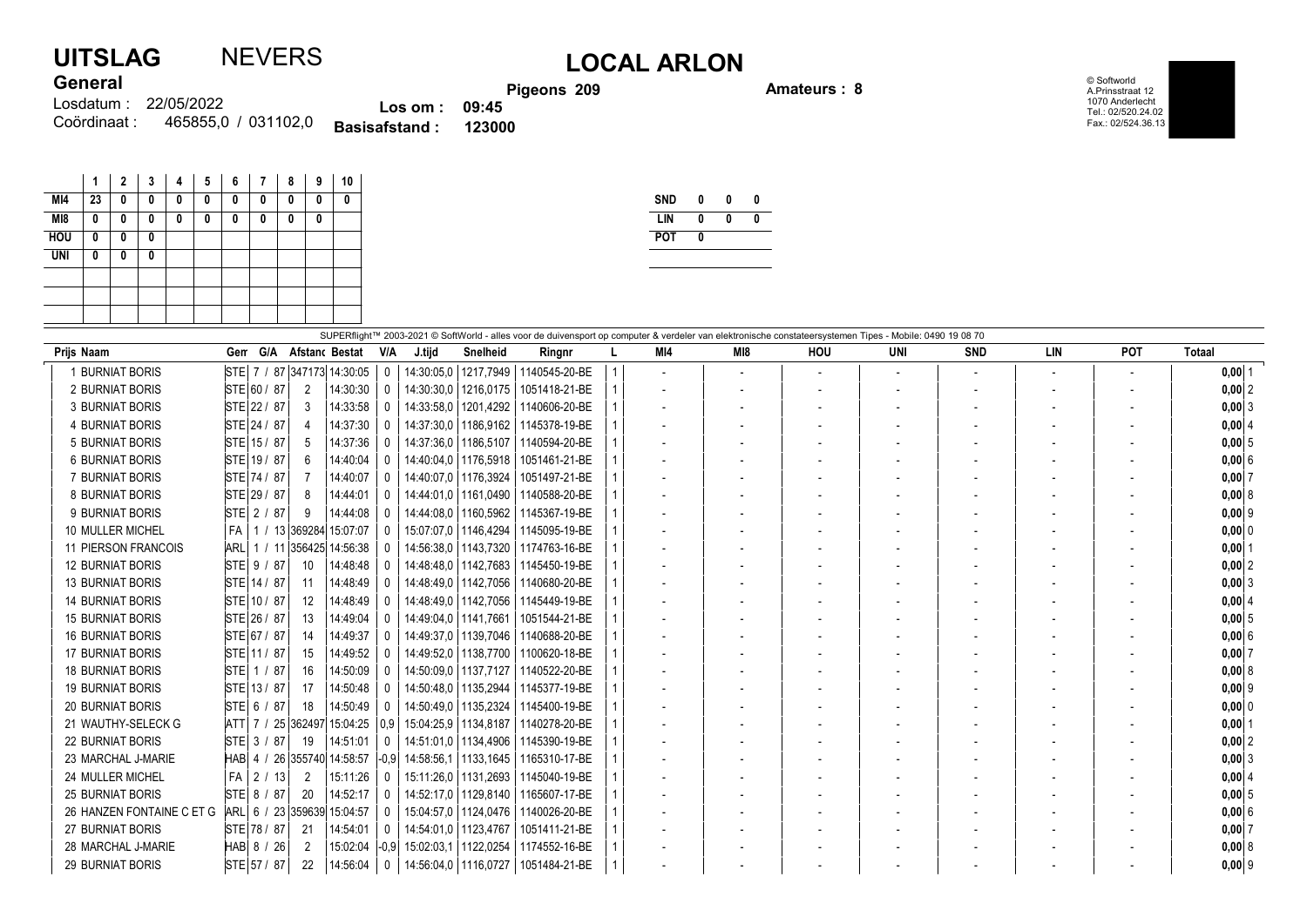# UITSLAG NEVERS

## LOCAL ARLON

**General**

Losdatum : 22/05/2022

Coördinaat : 465855,0 / 031102,0

Los om : 09:45

Basisafstand : 123000

Pigeons 209

Amateurs : 8

© Softworld
A.Prinsstraat 12
1070 Anderlecht
Tel.: 02/520.24.02
Fax.: 02/524.36.13

| | 1 | 2 | 3 | 4 | 5 | 6 | 7 | 8 | 9 | 10 |
|---|---|---|---|---|---|---|---|---|---|---|
| MI4 | 23 | 0 | 0 | 0 | 0 | 0 | 0 | 0 | 0 | 0 |
| MI8 | 0 | 0 | 0 | 0 | 0 | 0 | 0 | 0 | 0 | |
| HOU | 0 | 0 | 0 | | | | | | | |
| UNI | 0 | 0 | 0 | | | | | | | |

| | | | |
|---|---|---|---|
| SND | 0 | 0 | 0 |
| LIN | 0 | 0 | 0 |
| POT | 0 | | |

SUPERflight™ 2003-2021 © SoftWorld - alles voor de duivensport op computer & verdeler van elektronische constateersystemen Tipes - Mobile: 0490 19 08 70

| Prijs | Naam | Gem | G/A | Afstand | Bestat | V/A | J.tijd | Snelheid | Ringnr | L | MI4 | MI8 | HOU | UNI | SND | LIN | POT | Totaal |
|---|---|---|---|---|---|---|---|---|---|---|---|---|---|---|---|---|---|---|
| 1 | BURNIAT BORIS | STE | 7 / 87 | 347173 | 14:30:05 | 0 | 14:30:05,0 | 1217,7949 | 1140545-20-BE | 1 | - | - | - | - | - | - | - | 0,00 1 |
| 2 | BURNIAT BORIS | STE | 60 / 87 | 2 | 14:30:30 | 0 | 14:30:30,0 | 1216,0175 | 1051418-21-BE | 1 | - | - | - | - | - | - | - | 0,00 2 |
| 3 | BURNIAT BORIS | STE | 22 / 87 | 3 | 14:33:58 | 0 | 14:33:58,0 | 1201,4292 | 1140606-20-BE | 1 | - | - | - | - | - | - | - | 0,00 3 |
| 4 | BURNIAT BORIS | STE | 24 / 87 | 4 | 14:37:30 | 0 | 14:37:30,0 | 1186,9162 | 1145378-19-BE | 1 | - | - | - | - | - | - | - | 0,00 4 |
| 5 | BURNIAT BORIS | STE | 15 / 87 | 5 | 14:37:36 | 0 | 14:37:36,0 | 1186,5107 | 1140594-20-BE | 1 | - | - | - | - | - | - | - | 0,00 5 |
| 6 | BURNIAT BORIS | STE | 19 / 87 | 6 | 14:40:04 | 0 | 14:40:04,0 | 1176,5918 | 1051461-21-BE | 1 | - | - | - | - | - | - | - | 0,00 6 |
| 7 | BURNIAT BORIS | STE | 74 / 87 | 7 | 14:40:07 | 0 | 14:40:07,0 | 1176,3924 | 1051497-21-BE | 1 | - | - | - | - | - | - | - | 0,00 7 |
| 8 | BURNIAT BORIS | STE | 29 / 87 | 8 | 14:44:01 | 0 | 14:44:01,0 | 1161,0490 | 1140588-20-BE | 1 | - | - | - | - | - | - | - | 0,00 8 |
| 9 | BURNIAT BORIS | STE | 2 / 87 | 9 | 14:44:08 | 0 | 14:44:08,0 | 1160,5962 | 1145367-19-BE | 1 | - | - | - | - | - | - | - | 0,00 9 |
| 10 | MULLER MICHEL | FA | 1 / 13 | 369284 | 15:07:07 | 0 | 15:07:07,0 | 1146,4294 | 1145095-19-BE | 1 | - | - | - | - | - | - | - | 0,00 0 |
| 11 | PIERSON FRANCOIS | ARL | 1 / 11 | 356425 | 14:56:38 | 0 | 14:56:38,0 | 1143,7320 | 1174763-16-BE | 1 | - | - | - | - | - | - | - | 0,00 1 |
| 12 | BURNIAT BORIS | STE | 9 / 87 | 10 | 14:48:48 | 0 | 14:48:48,0 | 1142,7683 | 1145450-19-BE | 1 | - | - | - | - | - | - | - | 0,00 2 |
| 13 | BURNIAT BORIS | STE | 14 / 87 | 11 | 14:48:49 | 0 | 14:48:49,0 | 1142,7056 | 1140680-20-BE | 1 | - | - | - | - | - | - | - | 0,00 3 |
| 14 | BURNIAT BORIS | STE | 10 / 87 | 12 | 14:48:49 | 0 | 14:48:49,0 | 1142,7056 | 1145449-19-BE | 1 | - | - | - | - | - | - | - | 0,00 4 |
| 15 | BURNIAT BORIS | STE | 26 / 87 | 13 | 14:49:04 | 0 | 14:49:04,0 | 1141,7661 | 1051544-21-BE | 1 | - | - | - | - | - | - | - | 0,00 5 |
| 16 | BURNIAT BORIS | STE | 67 / 87 | 14 | 14:49:37 | 0 | 14:49:37,0 | 1139,7046 | 1140688-20-BE | 1 | - | - | - | - | - | - | - | 0,00 6 |
| 17 | BURNIAT BORIS | STE | 11 / 87 | 15 | 14:49:52 | 0 | 14:49:52,0 | 1138,7700 | 1100620-18-BE | 1 | - | - | - | - | - | - | - | 0,00 7 |
| 18 | BURNIAT BORIS | STE | 1 / 87 | 16 | 14:50:09 | 0 | 14:50:09,0 | 1137,7127 | 1140522-20-BE | 1 | - | - | - | - | - | - | - | 0,00 8 |
| 19 | BURNIAT BORIS | STE | 13 / 87 | 17 | 14:50:48 | 0 | 14:50:48,0 | 1135,2944 | 1145377-19-BE | 1 | - | - | - | - | - | - | - | 0,00 9 |
| 20 | BURNIAT BORIS | STE | 6 / 87 | 18 | 14:50:49 | 0 | 14:50:49,0 | 1135,2324 | 1145400-19-BE | 1 | - | - | - | - | - | - | - | 0,00 0 |
| 21 | WAUTHY-SELECK G | ATT | 7 / 25 | 362497 | 15:04:25 | 0,9 | 15:04:25,9 | 1134,8187 | 1140278-20-BE | 1 | - | - | - | - | - | - | - | 0,00 1 |
| 22 | BURNIAT BORIS | STE | 3 / 87 | 19 | 14:51:01 | 0 | 14:51:01,0 | 1134,4906 | 1145390-19-BE | 1 | - | - | - | - | - | - | - | 0,00 2 |
| 23 | MARCHAL J-MARIE | HAB | 4 / 26 | 355740 | 14:58:57 | -0,9 | 14:58:56,1 | 1133,1645 | 1165310-17-BE | 1 | - | - | - | - | - | - | - | 0,00 3 |
| 24 | MULLER MICHEL | FA | 2 / 13 | 2 | 15:11:26 | 0 | 15:11:26,0 | 1131,2693 | 1145040-19-BE | 1 | - | - | - | - | - | - | - | 0,00 4 |
| 25 | BURNIAT BORIS | STE | 8 / 87 | 20 | 14:52:17 | 0 | 14:52:17,0 | 1129,8140 | 1165607-17-BE | 1 | - | - | - | - | - | - | - | 0,00 5 |
| 26 | HANZEN FONTAINE C ET G | ARL | 6 / 23 | 359639 | 15:04:57 | 0 | 15:04:57,0 | 1124,0476 | 1140026-20-BE | 1 | - | - | - | - | - | - | - | 0,00 6 |
| 27 | BURNIAT BORIS | STE | 78 / 87 | 21 | 14:54:01 | 0 | 14:54:01,0 | 1123,4767 | 1051411-21-BE | 1 | - | - | - | - | - | - | - | 0,00 7 |
| 28 | MARCHAL J-MARIE | HAB | 8 / 26 | 2 | 15:02:04 | -0,9 | 15:02:03,1 | 1122,0254 | 1174552-16-BE | 1 | - | - | - | - | - | - | - | 0,00 8 |
| 29 | BURNIAT BORIS | STE | 57 / 87 | 22 | 14:56:04 | 0 | 14:56:04,0 | 1116,0727 | 1051484-21-BE | 1 | - | - | - | - | - | - | - | 0,00 9 |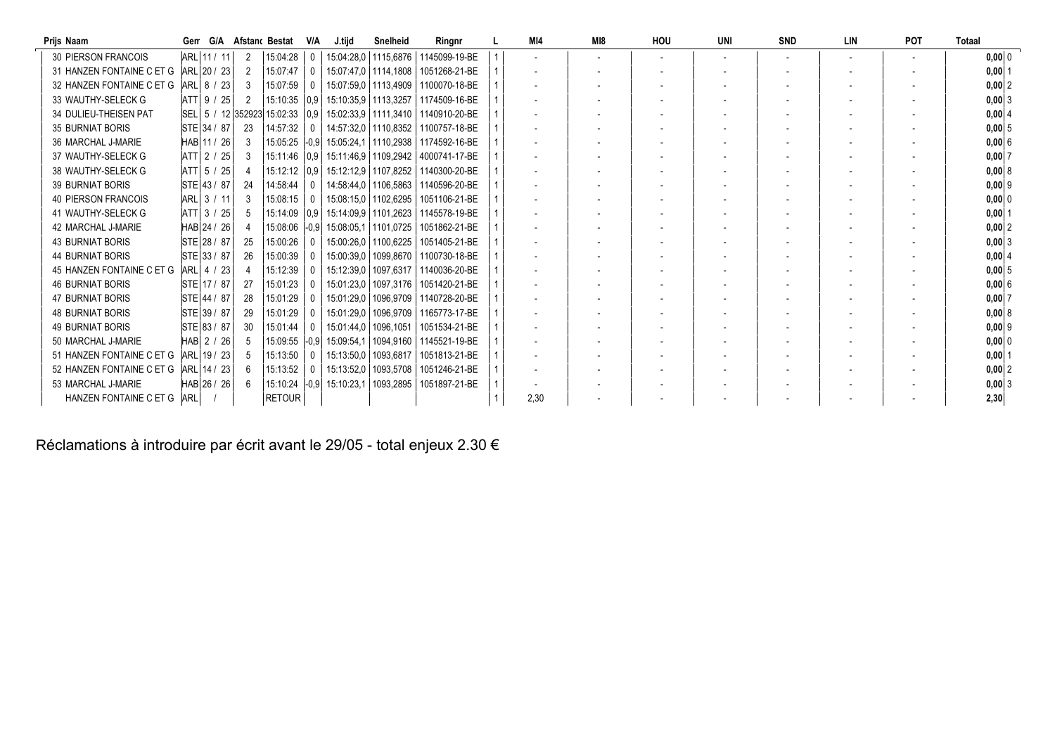| Prijs | Naam | Gem | G/A | Afstand | Bestat | V/A | J.tijd | Snelheid | Ringnr | L | MI4 | MI8 | HOU | UNI | SND | LIN | POT | Totaal | |
|---|---|---|---|---|---|---|---|---|---|---|---|---|---|---|---|---|---|---|---|
| 30 | PIERSON FRANCOIS | ARL | 11 / 11 | 2 | 15:04:28 | 0 | 15:04:28,0 | 1115,6876 | 1145099-19-BE | 1 | - | - | - | - | - | - | - | 0,00 | 0 |
| 31 | HANZEN FONTAINE C ET G | ARL | 20 / 23 | 2 | 15:07:47 | 0 | 15:07:47,0 | 1114,1808 | 1051268-21-BE | 1 | - | - | - | - | - | - | - | 0,00 | 1 |
| 32 | HANZEN FONTAINE C ET G | ARL | 8 / 23 | 3 | 15:07:59 | 0 | 15:07:59,0 | 1113,4909 | 1100070-18-BE | 1 | - | - | - | - | - | - | - | 0,00 | 2 |
| 33 | WAUTHY-SELECK G | ATT | 9 / 25 | 2 | 15:10:35 | 0,9 | 15:10:35,9 | 1113,3257 | 1174509-16-BE | 1 | - | - | - | - | - | - | - | 0,00 | 3 |
| 34 | DULIEU-THEISEN PAT | SEL | 5 / 12 | 352923 | 15:02:33 | 0,9 | 15:02:33,9 | 1111,3410 | 1140910-20-BE | 1 | - | - | - | - | - | - | - | 0,00 | 4 |
| 35 | BURNIAT BORIS | STE | 34 / 87 | 23 | 14:57:32 | 0 | 14:57:32,0 | 1110,8352 | 1100757-18-BE | 1 | - | - | - | - | - | - | - | 0,00 | 5 |
| 36 | MARCHAL J-MARIE | HAB | 11 / 26 | 3 | 15:05:25 | -0,9 | 15:05:24,1 | 1110,2938 | 1174592-16-BE | 1 | - | - | - | - | - | - | - | 0,00 | 6 |
| 37 | WAUTHY-SELECK G | ATT | 2 / 25 | 3 | 15:11:46 | 0,9 | 15:11:46,9 | 1109,2942 | 4000741-17-BE | 1 | - | - | - | - | - | - | - | 0,00 | 7 |
| 38 | WAUTHY-SELECK G | ATT | 5 / 25 | 4 | 15:12:12 | 0,9 | 15:12:12,9 | 1107,8252 | 1140300-20-BE | 1 | - | - | - | - | - | - | - | 0,00 | 8 |
| 39 | BURNIAT BORIS | STE | 43 / 87 | 24 | 14:58:44 | 0 | 14:58:44,0 | 1106,5863 | 1140596-20-BE | 1 | - | - | - | - | - | - | - | 0,00 | 9 |
| 40 | PIERSON FRANCOIS | ARL | 3 / 11 | 3 | 15:08:15 | 0 | 15:08:15,0 | 1102,6295 | 1051106-21-BE | 1 | - | - | - | - | - | - | - | 0,00 | 0 |
| 41 | WAUTHY-SELECK G | ATT | 3 / 25 | 5 | 15:14:09 | 0,9 | 15:14:09,9 | 1101,2623 | 1145578-19-BE | 1 | - | - | - | - | - | - | - | 0,00 | 1 |
| 42 | MARCHAL J-MARIE | HAB | 24 / 26 | 4 | 15:08:06 | -0,9 | 15:08:05,1 | 1101,0725 | 1051862-21-BE | 1 | - | - | - | - | - | - | - | 0,00 | 2 |
| 43 | BURNIAT BORIS | STE | 28 / 87 | 25 | 15:00:26 | 0 | 15:00:26,0 | 1100,6225 | 1051405-21-BE | 1 | - | - | - | - | - | - | - | 0,00 | 3 |
| 44 | BURNIAT BORIS | STE | 33 / 87 | 26 | 15:00:39 | 0 | 15:00:39,0 | 1099,8670 | 1100730-18-BE | 1 | - | - | - | - | - | - | - | 0,00 | 4 |
| 45 | HANZEN FONTAINE C ET G | ARL | 4 / 23 | 4 | 15:12:39 | 0 | 15:12:39,0 | 1097,6317 | 1140036-20-BE | 1 | - | - | - | - | - | - | - | 0,00 | 5 |
| 46 | BURNIAT BORIS | STE | 17 / 87 | 27 | 15:01:23 | 0 | 15:01:23,0 | 1097,3176 | 1051420-21-BE | 1 | - | - | - | - | - | - | - | 0,00 | 6 |
| 47 | BURNIAT BORIS | STE | 44 / 87 | 28 | 15:01:29 | 0 | 15:01:29,0 | 1096,9709 | 1140728-20-BE | 1 | - | - | - | - | - | - | - | 0,00 | 7 |
| 48 | BURNIAT BORIS | STE | 39 / 87 | 29 | 15:01:29 | 0 | 15:01:29,0 | 1096,9709 | 1165773-17-BE | 1 | - | - | - | - | - | - | - | 0,00 | 8 |
| 49 | BURNIAT BORIS | STE | 83 / 87 | 30 | 15:01:44 | 0 | 15:01:44,0 | 1096,1051 | 1051534-21-BE | 1 | - | - | - | - | - | - | - | 0,00 | 9 |
| 50 | MARCHAL J-MARIE | HAB | 2 / 26 | 5 | 15:09:55 | -0,9 | 15:09:54,1 | 1094,9160 | 1145521-19-BE | 1 | - | - | - | - | - | - | - | 0,00 | 0 |
| 51 | HANZEN FONTAINE C ET G | ARL | 19 / 23 | 5 | 15:13:50 | 0 | 15:13:50,0 | 1093,6817 | 1051813-21-BE | 1 | - | - | - | - | - | - | - | 0,00 | 1 |
| 52 | HANZEN FONTAINE C ET G | ARL | 14 / 23 | 6 | 15:13:52 | 0 | 15:13:52,0 | 1093,5708 | 1051246-21-BE | 1 | - | - | - | - | - | - | - | 0,00 | 2 |
| 53 | MARCHAL J-MARIE | HAB | 26 / 26 | 6 | 15:10:24 | -0,9 | 15:10:23,1 | 1093,2895 | 1051897-21-BE | 1 | - | - | - | - | - | - | - | 0,00 | 3 |
| | HANZEN FONTAINE C ET G | ARL | / | | RETOUR | | | | | 1 | 2,30 | - | - | - | - | - | - | 2,30 | |

Réclamations à introduire par écrit avant le 29/05 - total enjeux 2.30 €